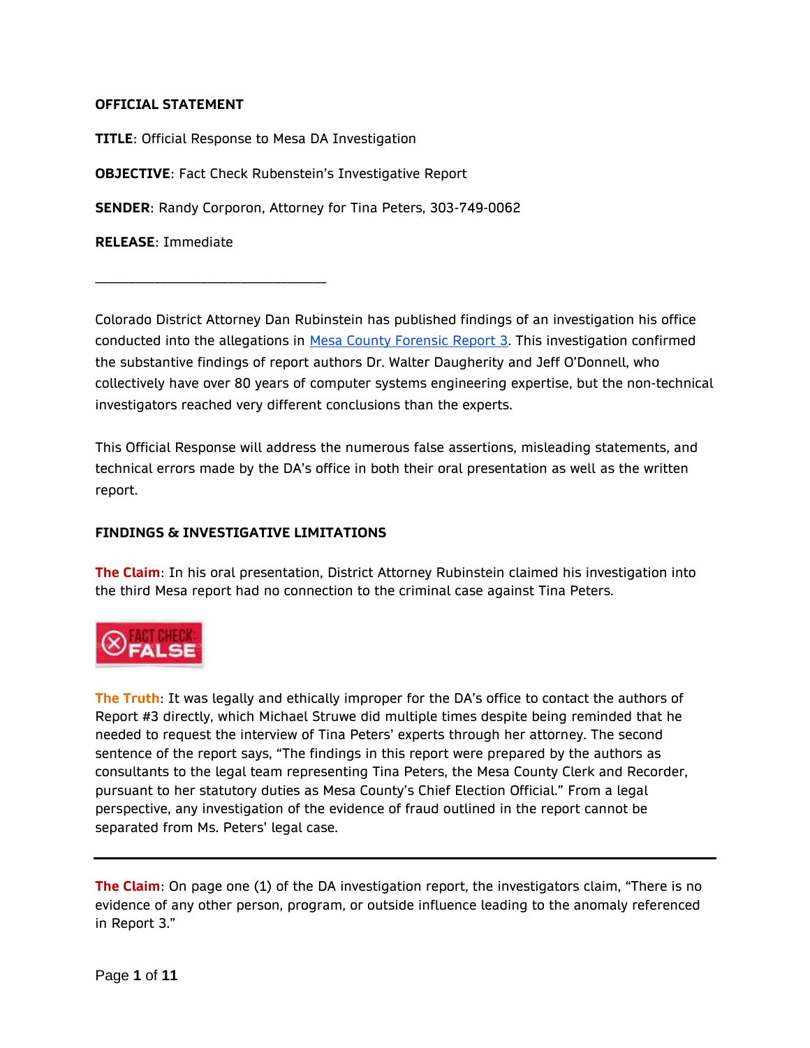**OFFICIAL STATEMENT**

**TITLE**: Official Response to Mesa DA Investigation

**OBJECTIVE**: Fact Check Rubenstein's Investigative Report

**SENDER**: Randy Corporon, Attorney for Tina Peters, 303-749-0062

**RELEASE**: Immediate

---

Colorado District Attorney Dan Rubinstein has published findings of an investigation his office conducted into the allegations in [Mesa County Forensic Report 3](). This investigation confirmed the substantive findings of report authors Dr. Walter Daugherity and Jeff O'Donnell, who collectively have over 80 years of computer systems engineering expertise, but the non-technical investigators reached very different conclusions than the experts.

This Official Response will address the numerous false assertions, misleading statements, and technical errors made by the DA's office in both their oral presentation as well as the written report.

**FINDINGS & INVESTIGATIVE LIMITATIONS**

**The Claim**: In his oral presentation, District Attorney Rubinstein claimed his investigation into the third Mesa report had no connection to the criminal case against Tina Peters.

FACT CHECK: FALSE

**The Truth**: It was legally and ethically improper for the DA's office to contact the authors of Report #3 directly, which Michael Struwe did multiple times despite being reminded that he needed to request the interview of Tina Peters' experts through her attorney. The second sentence of the report says, "The findings in this report were prepared by the authors as consultants to the legal team representing Tina Peters, the Mesa County Clerk and Recorder, pursuant to her statutory duties as Mesa County's Chief Election Official." From a legal perspective, any investigation of the evidence of fraud outlined in the report cannot be separated from Ms. Peters' legal case.

---

**The Claim**: On page one (1) of the DA investigation report, the investigators claim, "There is no evidence of any other person, program, or outside influence leading to the anomaly referenced in Report 3."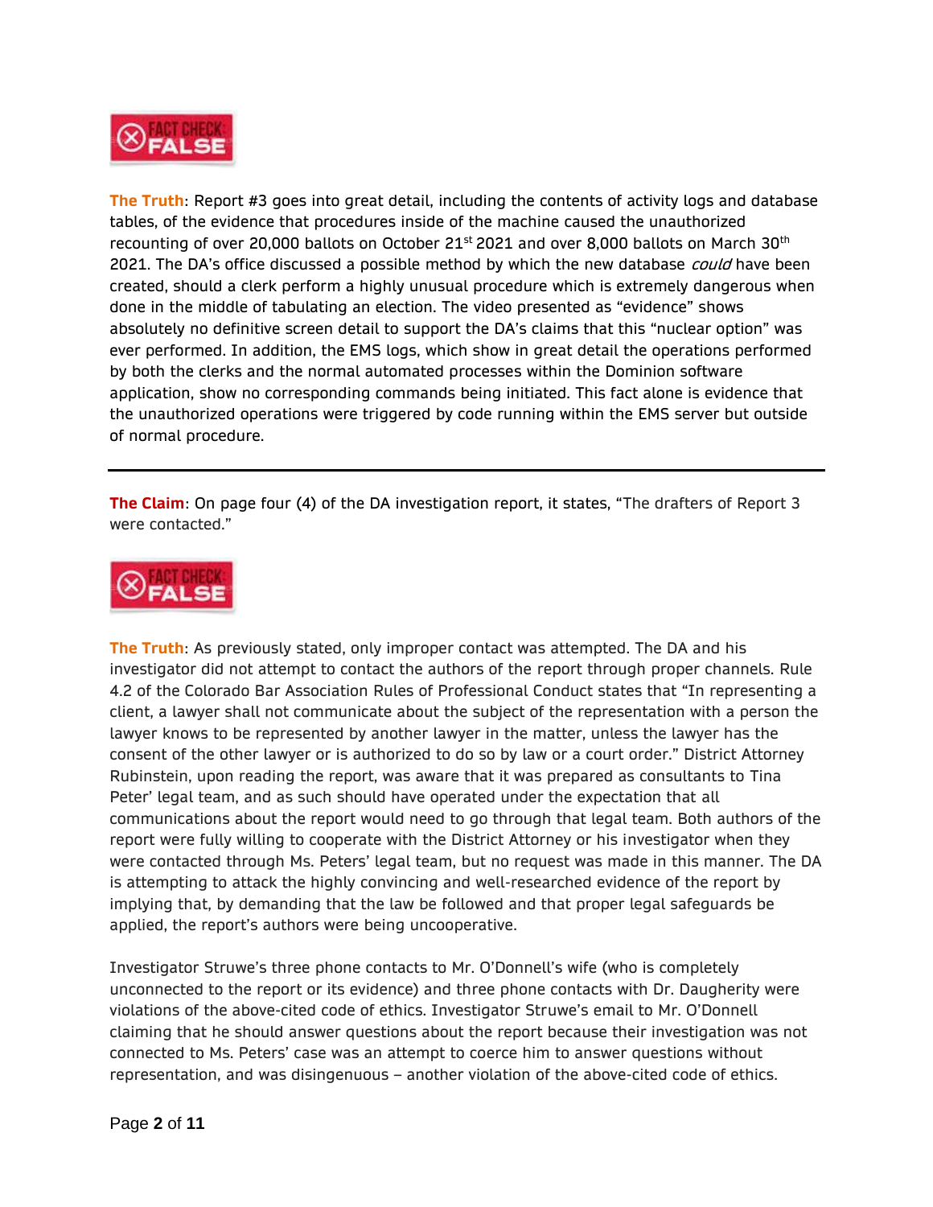**FACT CHECK: FALSE**

**The Truth**: Report #3 goes into great detail, including the contents of activity logs and database tables, of the evidence that procedures inside of the machine caused the unauthorized recounting of over 20,000 ballots on October 21st 2021 and over 8,000 ballots on March 30th 2021. The DA's office discussed a possible method by which the new database *could* have been created, should a clerk perform a highly unusual procedure which is extremely dangerous when done in the middle of tabulating an election. The video presented as "evidence" shows absolutely no definitive screen detail to support the DA's claims that this "nuclear option" was ever performed. In addition, the EMS logs, which show in great detail the operations performed by both the clerks and the normal automated processes within the Dominion software application, show no corresponding commands being initiated. This fact alone is evidence that the unauthorized operations were triggered by code running within the EMS server but outside of normal procedure.

---

**The Claim**: On page four (4) of the DA investigation report, it states, "The drafters of Report 3 were contacted."

**FACT CHECK: FALSE**

**The Truth**: As previously stated, only improper contact was attempted. The DA and his investigator did not attempt to contact the authors of the report through proper channels. Rule 4.2 of the Colorado Bar Association Rules of Professional Conduct states that "In representing a client, a lawyer shall not communicate about the subject of the representation with a person the lawyer knows to be represented by another lawyer in the matter, unless the lawyer has the consent of the other lawyer or is authorized to do so by law or a court order." District Attorney Rubinstein, upon reading the report, was aware that it was prepared as consultants to Tina Peter' legal team, and as such should have operated under the expectation that all communications about the report would need to go through that legal team. Both authors of the report were fully willing to cooperate with the District Attorney or his investigator when they were contacted through Ms. Peters' legal team, but no request was made in this manner. The DA is attempting to attack the highly convincing and well-researched evidence of the report by implying that, by demanding that the law be followed and that proper legal safeguards be applied, the report's authors were being uncooperative.

Investigator Struwe's three phone contacts to Mr. O'Donnell's wife (who is completely unconnected to the report or its evidence) and three phone contacts with Dr. Daugherity were violations of the above-cited code of ethics. Investigator Struwe's email to Mr. O'Donnell claiming that he should answer questions about the report because their investigation was not connected to Ms. Peters' case was an attempt to coerce him to answer questions without representation, and was disingenuous – another violation of the above-cited code of ethics.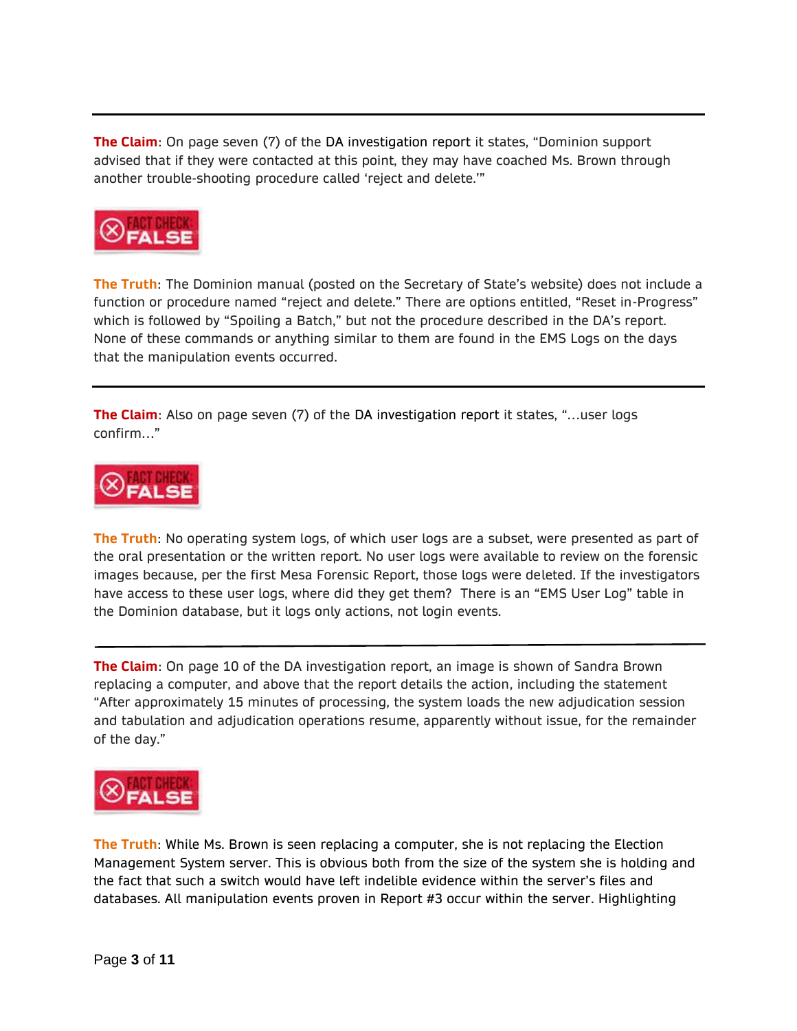---

**The Claim**: On page seven (7) of the DA investigation report it states, "Dominion support advised that if they were contacted at this point, they may have coached Ms. Brown through another trouble-shooting procedure called 'reject and delete.'"

FACT CHECK: FALSE

**The Truth**: The Dominion manual (posted on the Secretary of State's website) does not include a function or procedure named "reject and delete." There are options entitled, "Reset in-Progress" which is followed by "Spoiling a Batch," but not the procedure described in the DA's report. None of these commands or anything similar to them are found in the EMS Logs on the days that the manipulation events occurred.

---

**The Claim**: Also on page seven (7) of the DA investigation report it states, "…user logs confirm…"

FACT CHECK: FALSE

**The Truth**: No operating system logs, of which user logs are a subset, were presented as part of the oral presentation or the written report. No user logs were available to review on the forensic images because, per the first Mesa Forensic Report, those logs were deleted. If the investigators have access to these user logs, where did they get them? There is an "EMS User Log" table in the Dominion database, but it logs only actions, not login events.

---

**The Claim**: On page 10 of the DA investigation report, an image is shown of Sandra Brown replacing a computer, and above that the report details the action, including the statement "After approximately 15 minutes of processing, the system loads the new adjudication session and tabulation and adjudication operations resume, apparently without issue, for the remainder of the day."

FACT CHECK: FALSE

**The Truth**: While Ms. Brown is seen replacing a computer, she is not replacing the Election Management System server. This is obvious both from the size of the system she is holding and the fact that such a switch would have left indelible evidence within the server's files and databases. All manipulation events proven in Report #3 occur within the server. Highlighting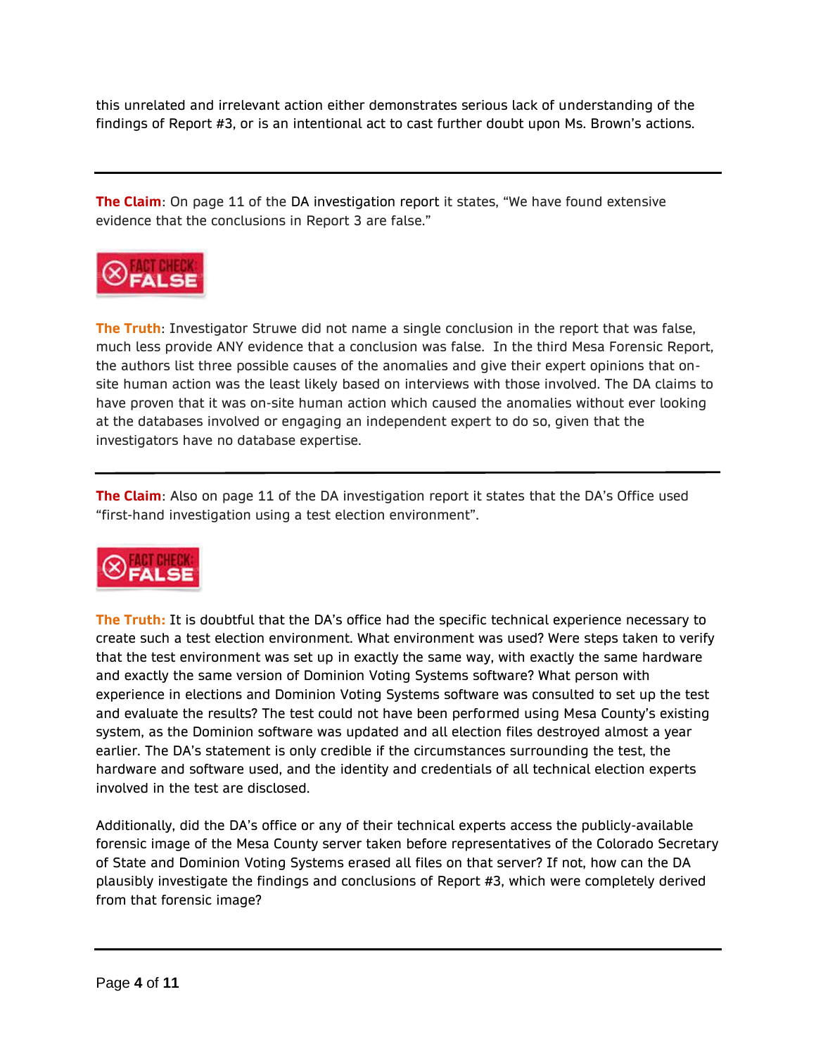this unrelated and irrelevant action either demonstrates serious lack of understanding of the findings of Report #3, or is an intentional act to cast further doubt upon Ms. Brown's actions.

---

**The Claim**: On page 11 of the DA investigation report it states, "We have found extensive evidence that the conclusions in Report 3 are false."

FACT CHECK: FALSE

**The Truth**: Investigator Struwe did not name a single conclusion in the report that was false, much less provide ANY evidence that a conclusion was false. In the third Mesa Forensic Report, the authors list three possible causes of the anomalies and give their expert opinions that on-site human action was the least likely based on interviews with those involved. The DA claims to have proven that it was on-site human action which caused the anomalies without ever looking at the databases involved or engaging an independent expert to do so, given that the investigators have no database expertise.

---

**The Claim**: Also on page 11 of the DA investigation report it states that the DA's Office used "first-hand investigation using a test election environment".

FACT CHECK: FALSE

**The Truth:** It is doubtful that the DA's office had the specific technical experience necessary to create such a test election environment. What environment was used? Were steps taken to verify that the test environment was set up in exactly the same way, with exactly the same hardware and exactly the same version of Dominion Voting Systems software? What person with experience in elections and Dominion Voting Systems software was consulted to set up the test and evaluate the results? The test could not have been performed using Mesa County's existing system, as the Dominion software was updated and all election files destroyed almost a year earlier. The DA's statement is only credible if the circumstances surrounding the test, the hardware and software used, and the identity and credentials of all technical election experts involved in the test are disclosed.

Additionally, did the DA's office or any of their technical experts access the publicly-available forensic image of the Mesa County server taken before representatives of the Colorado Secretary of State and Dominion Voting Systems erased all files on that server? If not, how can the DA plausibly investigate the findings and conclusions of Report #3, which were completely derived from that forensic image?

---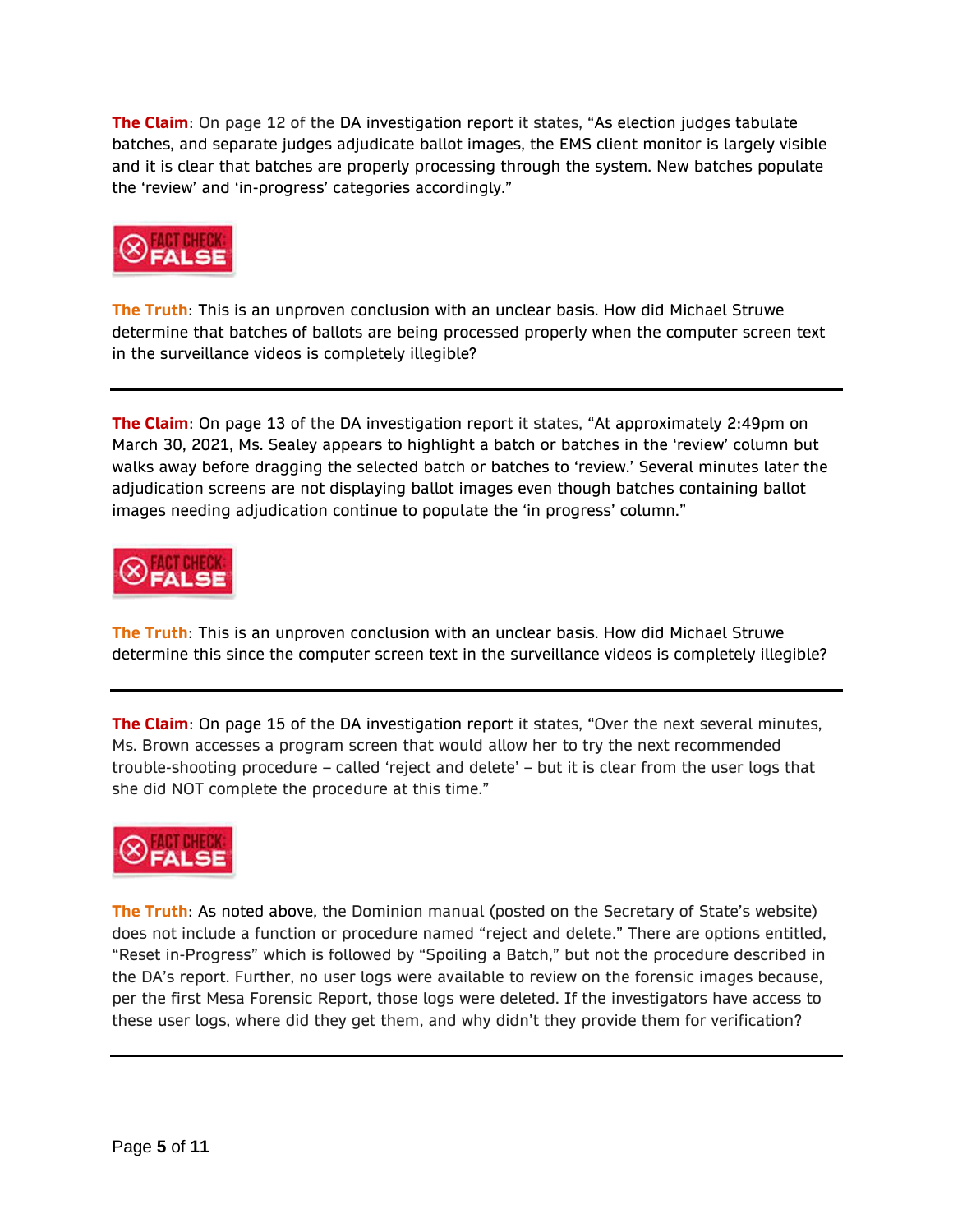**The Claim**: On page 12 of the DA investigation report it states, "As election judges tabulate batches, and separate judges adjudicate ballot images, the EMS client monitor is largely visible and it is clear that batches are properly processing through the system. New batches populate the 'review' and 'in-progress' categories accordingly."

FACT CHECK: FALSE

**The Truth**: This is an unproven conclusion with an unclear basis. How did Michael Struwe determine that batches of ballots are being processed properly when the computer screen text in the surveillance videos is completely illegible?

---

**The Claim**: On page 13 of the DA investigation report it states, "At approximately 2:49pm on March 30, 2021, Ms. Sealey appears to highlight a batch or batches in the 'review' column but walks away before dragging the selected batch or batches to 'review.' Several minutes later the adjudication screens are not displaying ballot images even though batches containing ballot images needing adjudication continue to populate the 'in progress' column."

FACT CHECK: FALSE

**The Truth**: This is an unproven conclusion with an unclear basis. How did Michael Struwe determine this since the computer screen text in the surveillance videos is completely illegible?

---

**The Claim**: On page 15 of the DA investigation report it states, "Over the next several minutes, Ms. Brown accesses a program screen that would allow her to try the next recommended trouble-shooting procedure – called 'reject and delete' – but it is clear from the user logs that she did NOT complete the procedure at this time."

FACT CHECK: FALSE

**The Truth**: As noted above, the Dominion manual (posted on the Secretary of State's website) does not include a function or procedure named "reject and delete." There are options entitled, "Reset in-Progress" which is followed by "Spoiling a Batch," but not the procedure described in the DA's report. Further, no user logs were available to review on the forensic images because, per the first Mesa Forensic Report, those logs were deleted. If the investigators have access to these user logs, where did they get them, and why didn't they provide them for verification?

---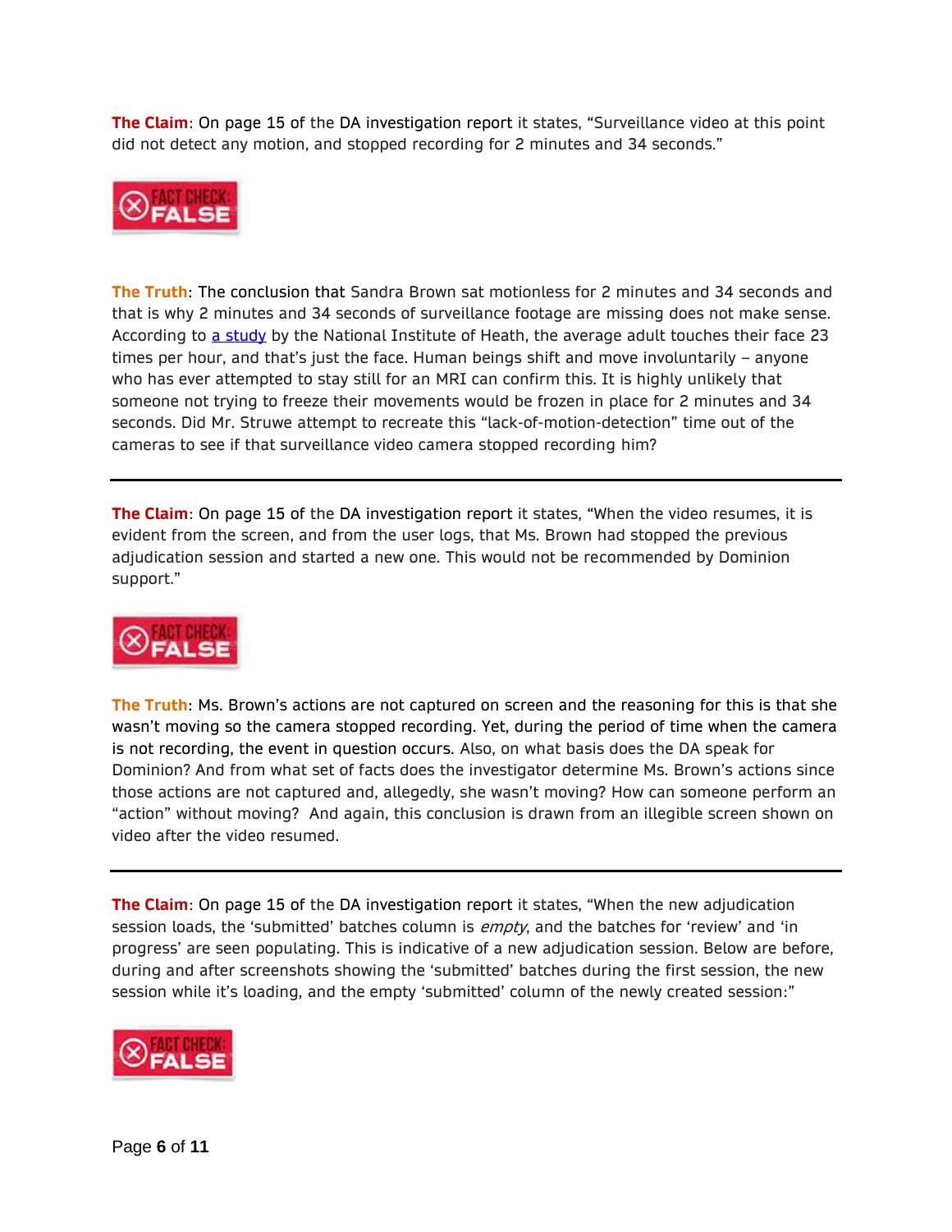**The Claim**: On page 15 of the DA investigation report it states, "Surveillance video at this point did not detect any motion, and stopped recording for 2 minutes and 34 seconds."

FACT CHECK: FALSE

**The Truth**: The conclusion that Sandra Brown sat motionless for 2 minutes and 34 seconds and that is why 2 minutes and 34 seconds of surveillance footage are missing does not make sense. According to [a study](#) by the National Institute of Heath, the average adult touches their face 23 times per hour, and that's just the face. Human beings shift and move involuntarily – anyone who has ever attempted to stay still for an MRI can confirm this. It is highly unlikely that someone not trying to freeze their movements would be frozen in place for 2 minutes and 34 seconds. Did Mr. Struwe attempt to recreate this "lack-of-motion-detection" time out of the cameras to see if that surveillance video camera stopped recording him?

---

**The Claim**: On page 15 of the DA investigation report it states, "When the video resumes, it is evident from the screen, and from the user logs, that Ms. Brown had stopped the previous adjudication session and started a new one. This would not be recommended by Dominion support."

FACT CHECK: FALSE

**The Truth**: Ms. Brown's actions are not captured on screen and the reasoning for this is that she wasn't moving so the camera stopped recording. Yet, during the period of time when the camera is not recording, the event in question occurs. Also, on what basis does the DA speak for Dominion? And from what set of facts does the investigator determine Ms. Brown's actions since those actions are not captured and, allegedly, she wasn't moving? How can someone perform an "action" without moving? And again, this conclusion is drawn from an illegible screen shown on video after the video resumed.

---

**The Claim**: On page 15 of the DA investigation report it states, "When the new adjudication session loads, the 'submitted' batches column is *empty*, and the batches for 'review' and 'in progress' are seen populating. This is indicative of a new adjudication session. Below are before, during and after screenshots showing the 'submitted' batches during the first session, the new session while it's loading, and the empty 'submitted' column of the newly created session:"

FACT CHECK: FALSE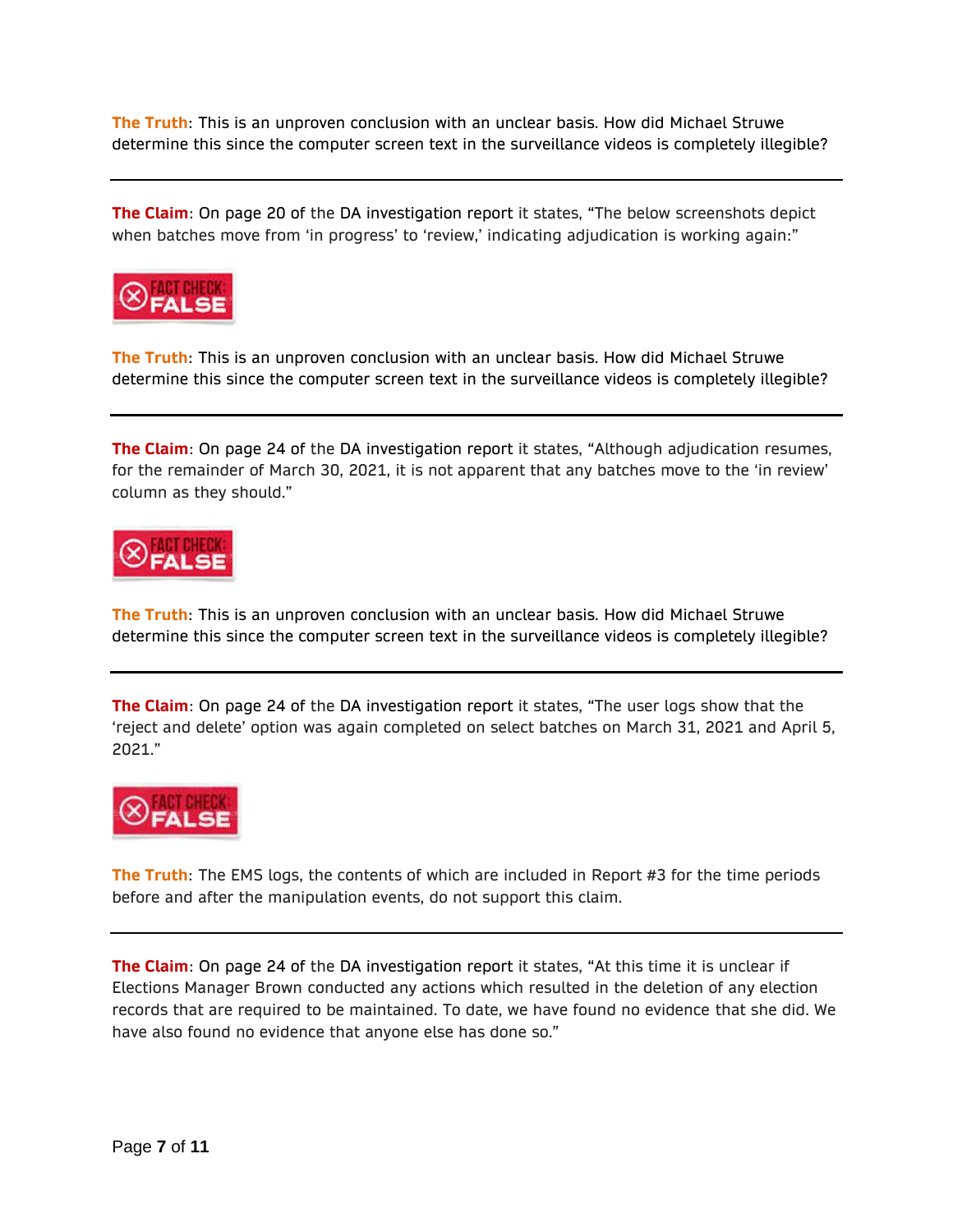**The Truth**: This is an unproven conclusion with an unclear basis. How did Michael Struwe determine this since the computer screen text in the surveillance videos is completely illegible?

---

**The Claim**: On page 20 of the DA investigation report it states, "The below screenshots depict when batches move from 'in progress' to 'review,' indicating adjudication is working again:"

FACT CHECK: FALSE

**The Truth**: This is an unproven conclusion with an unclear basis. How did Michael Struwe determine this since the computer screen text in the surveillance videos is completely illegible?

---

**The Claim**: On page 24 of the DA investigation report it states, "Although adjudication resumes, for the remainder of March 30, 2021, it is not apparent that any batches move to the 'in review' column as they should."

FACT CHECK: FALSE

**The Truth**: This is an unproven conclusion with an unclear basis. How did Michael Struwe determine this since the computer screen text in the surveillance videos is completely illegible?

---

**The Claim**: On page 24 of the DA investigation report it states, "The user logs show that the 'reject and delete' option was again completed on select batches on March 31, 2021 and April 5, 2021."

FACT CHECK: FALSE

**The Truth**: The EMS logs, the contents of which are included in Report #3 for the time periods before and after the manipulation events, do not support this claim.

---

**The Claim**: On page 24 of the DA investigation report it states, "At this time it is unclear if Elections Manager Brown conducted any actions which resulted in the deletion of any election records that are required to be maintained. To date, we have found no evidence that she did. We have also found no evidence that anyone else has done so."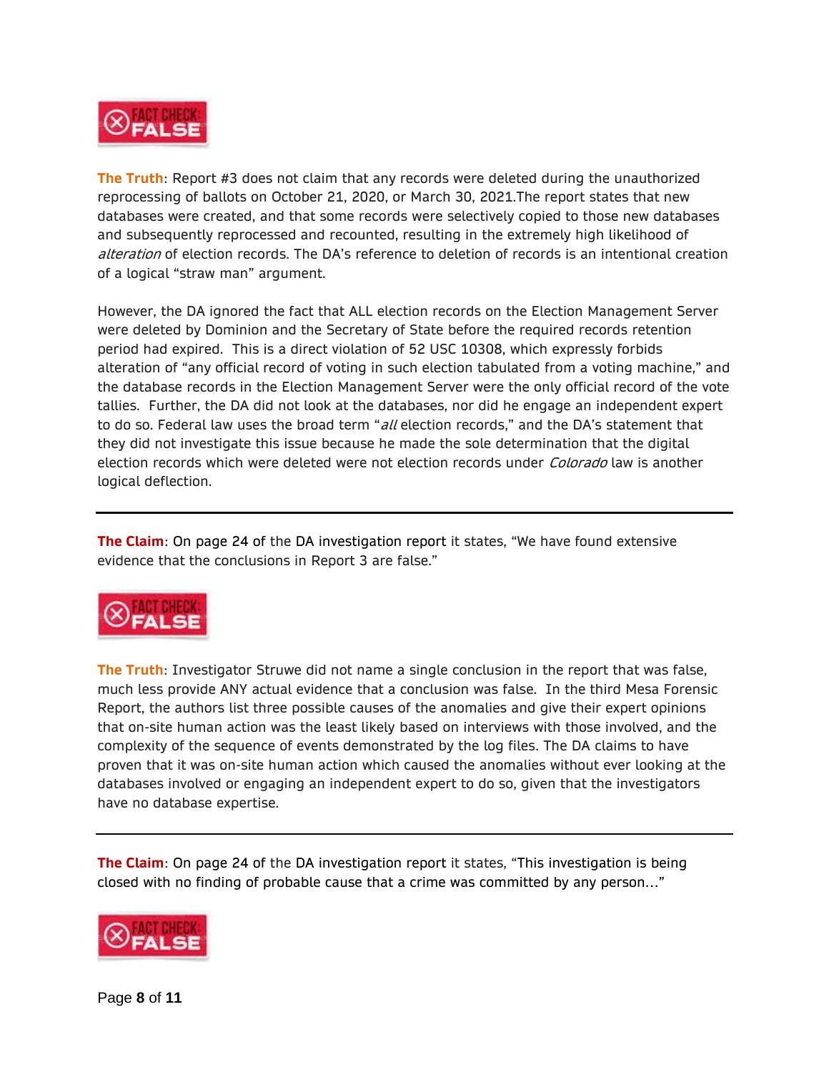**FACT CHECK: FALSE**

**The Truth**: Report #3 does not claim that any records were deleted during the unauthorized reprocessing of ballots on October 21, 2020, or March 30, 2021.The report states that new databases were created, and that some records were selectively copied to those new databases and subsequently reprocessed and recounted, resulting in the extremely high likelihood of *alteration* of election records. The DA's reference to deletion of records is an intentional creation of a logical "straw man" argument.

However, the DA ignored the fact that ALL election records on the Election Management Server were deleted by Dominion and the Secretary of State before the required records retention period had expired. This is a direct violation of 52 USC 10308, which expressly forbids alteration of "any official record of voting in such election tabulated from a voting machine," and the database records in the Election Management Server were the only official record of the vote tallies. Further, the DA did not look at the databases, nor did he engage an independent expert to do so. Federal law uses the broad term "*all* election records," and the DA's statement that they did not investigate this issue because he made the sole determination that the digital election records which were deleted were not election records under *Colorado* law is another logical deflection.

---

**The Claim**: On page 24 of the DA investigation report it states, "We have found extensive evidence that the conclusions in Report 3 are false."

**FACT CHECK: FALSE**

**The Truth**: Investigator Struwe did not name a single conclusion in the report that was false, much less provide ANY actual evidence that a conclusion was false. In the third Mesa Forensic Report, the authors list three possible causes of the anomalies and give their expert opinions that on-site human action was the least likely based on interviews with those involved, and the complexity of the sequence of events demonstrated by the log files. The DA claims to have proven that it was on-site human action which caused the anomalies without ever looking at the databases involved or engaging an independent expert to do so, given that the investigators have no database expertise.

---

**The Claim**: On page 24 of the DA investigation report it states, "This investigation is being closed with no finding of probable cause that a crime was committed by any person…"

**FACT CHECK: FALSE**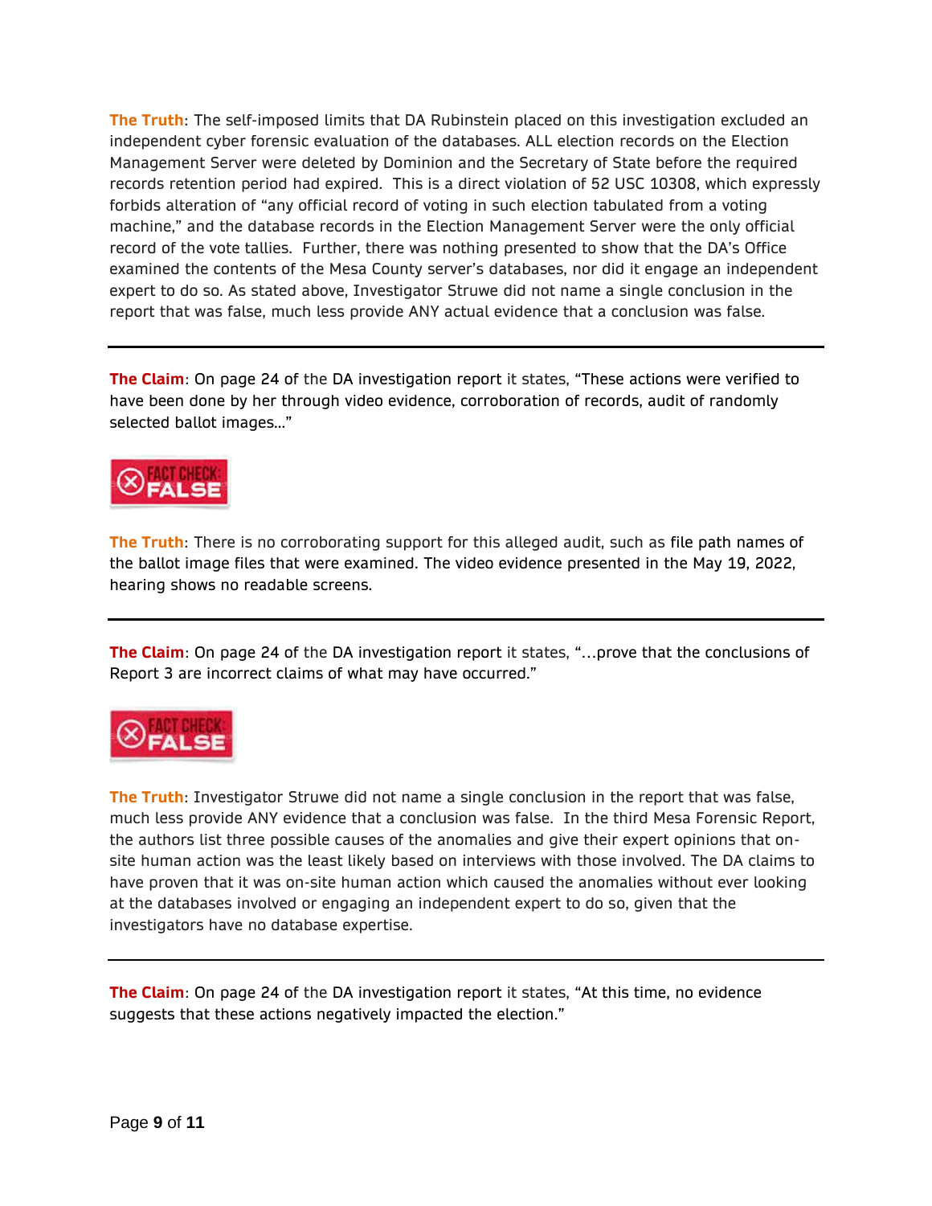**The Truth**: The self-imposed limits that DA Rubinstein placed on this investigation excluded an independent cyber forensic evaluation of the databases. ALL election records on the Election Management Server were deleted by Dominion and the Secretary of State before the required records retention period had expired. This is a direct violation of 52 USC 10308, which expressly forbids alteration of "any official record of voting in such election tabulated from a voting machine," and the database records in the Election Management Server were the only official record of the vote tallies. Further, there was nothing presented to show that the DA's Office examined the contents of the Mesa County server's databases, nor did it engage an independent expert to do so. As stated above, Investigator Struwe did not name a single conclusion in the report that was false, much less provide ANY actual evidence that a conclusion was false.

---

**The Claim**: On page 24 of the DA investigation report it states, "These actions were verified to have been done by her through video evidence, corroboration of records, audit of randomly selected ballot images…"

FACT CHECK: FALSE

**The Truth**: There is no corroborating support for this alleged audit, such as file path names of the ballot image files that were examined. The video evidence presented in the May 19, 2022, hearing shows no readable screens.

---

**The Claim**: On page 24 of the DA investigation report it states, "…prove that the conclusions of Report 3 are incorrect claims of what may have occurred."

FACT CHECK: FALSE

**The Truth**: Investigator Struwe did not name a single conclusion in the report that was false, much less provide ANY evidence that a conclusion was false. In the third Mesa Forensic Report, the authors list three possible causes of the anomalies and give their expert opinions that on-site human action was the least likely based on interviews with those involved. The DA claims to have proven that it was on-site human action which caused the anomalies without ever looking at the databases involved or engaging an independent expert to do so, given that the investigators have no database expertise.

---

**The Claim**: On page 24 of the DA investigation report it states, "At this time, no evidence suggests that these actions negatively impacted the election."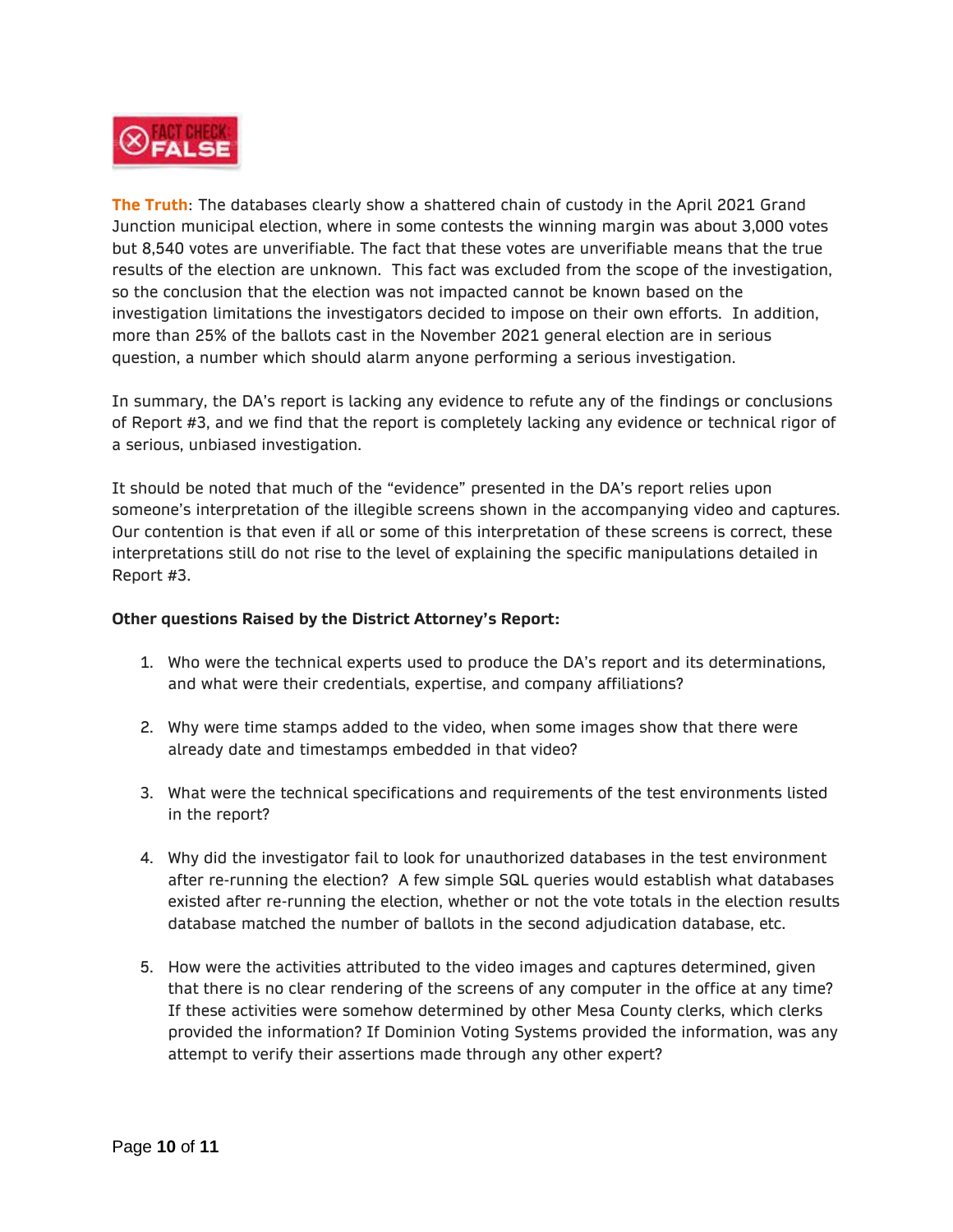FACT CHECK FALSE

**The Truth**: The databases clearly show a shattered chain of custody in the April 2021 Grand Junction municipal election, where in some contests the winning margin was about 3,000 votes but 8,540 votes are unverifiable. The fact that these votes are unverifiable means that the true results of the election are unknown. This fact was excluded from the scope of the investigation, so the conclusion that the election was not impacted cannot be known based on the investigation limitations the investigators decided to impose on their own efforts. In addition, more than 25% of the ballots cast in the November 2021 general election are in serious question, a number which should alarm anyone performing a serious investigation.

In summary, the DA's report is lacking any evidence to refute any of the findings or conclusions of Report #3, and we find that the report is completely lacking any evidence or technical rigor of a serious, unbiased investigation.

It should be noted that much of the "evidence" presented in the DA's report relies upon someone's interpretation of the illegible screens shown in the accompanying video and captures. Our contention is that even if all or some of this interpretation of these screens is correct, these interpretations still do not rise to the level of explaining the specific manipulations detailed in Report #3.

**Other questions Raised by the District Attorney's Report:**

1. Who were the technical experts used to produce the DA's report and its determinations, and what were their credentials, expertise, and company affiliations?

2. Why were time stamps added to the video, when some images show that there were already date and timestamps embedded in that video?

3. What were the technical specifications and requirements of the test environments listed in the report?

4. Why did the investigator fail to look for unauthorized databases in the test environment after re-running the election? A few simple SQL queries would establish what databases existed after re-running the election, whether or not the vote totals in the election results database matched the number of ballots in the second adjudication database, etc.

5. How were the activities attributed to the video images and captures determined, given that there is no clear rendering of the screens of any computer in the office at any time? If these activities were somehow determined by other Mesa County clerks, which clerks provided the information? If Dominion Voting Systems provided the information, was any attempt to verify their assertions made through any other expert?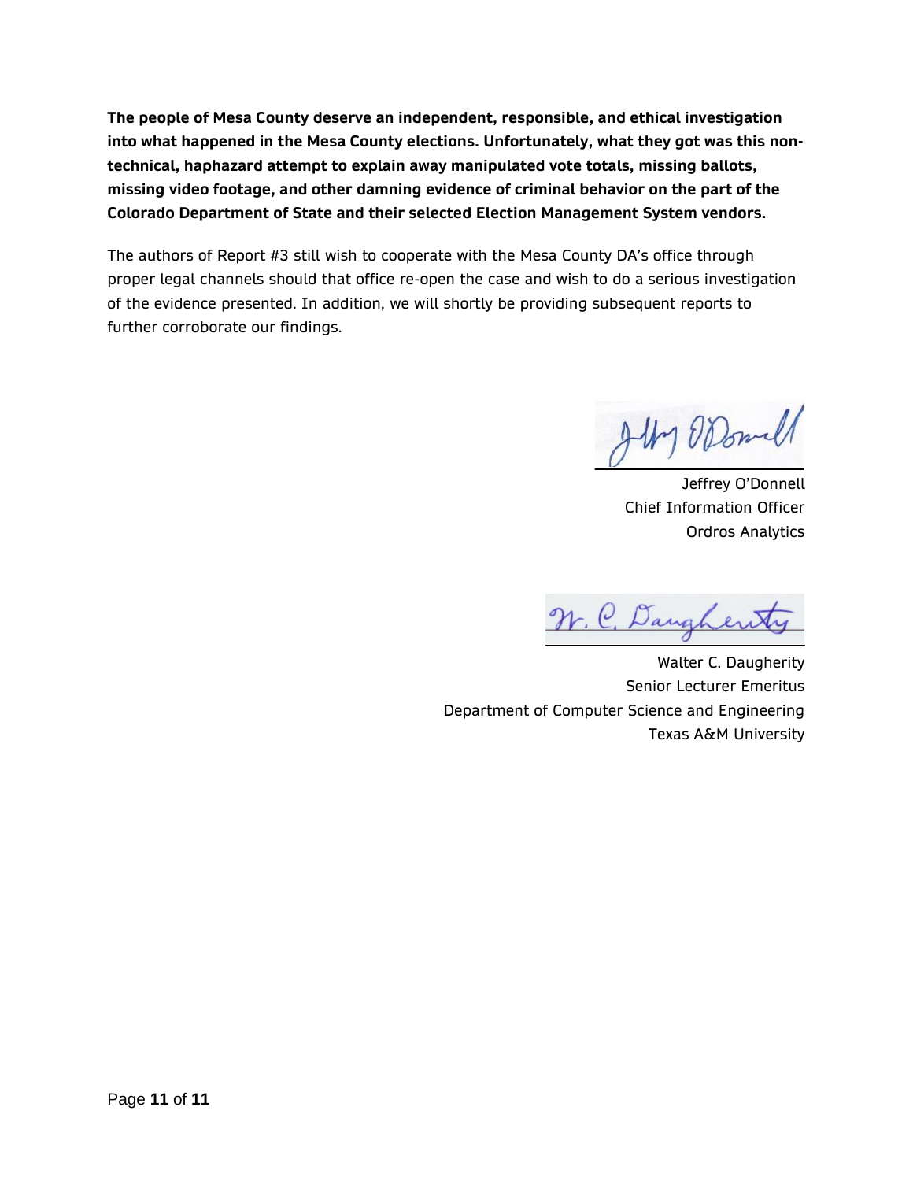**The people of Mesa County deserve an independent, responsible, and ethical investigation into what happened in the Mesa County elections. Unfortunately, what they got was this non-technical, haphazard attempt to explain away manipulated vote totals, missing ballots, missing video footage, and other damning evidence of criminal behavior on the part of the Colorado Department of State and their selected Election Management System vendors.**

The authors of Report #3 still wish to cooperate with the Mesa County DA's office through proper legal channels should that office re-open the case and wish to do a serious investigation of the evidence presented. In addition, we will shortly be providing subsequent reports to further corroborate our findings.

Jeffrey O'Donnell
Chief Information Officer
Ordros Analytics

Walter C. Daugherity
Senior Lecturer Emeritus
Department of Computer Science and Engineering
Texas A&M University